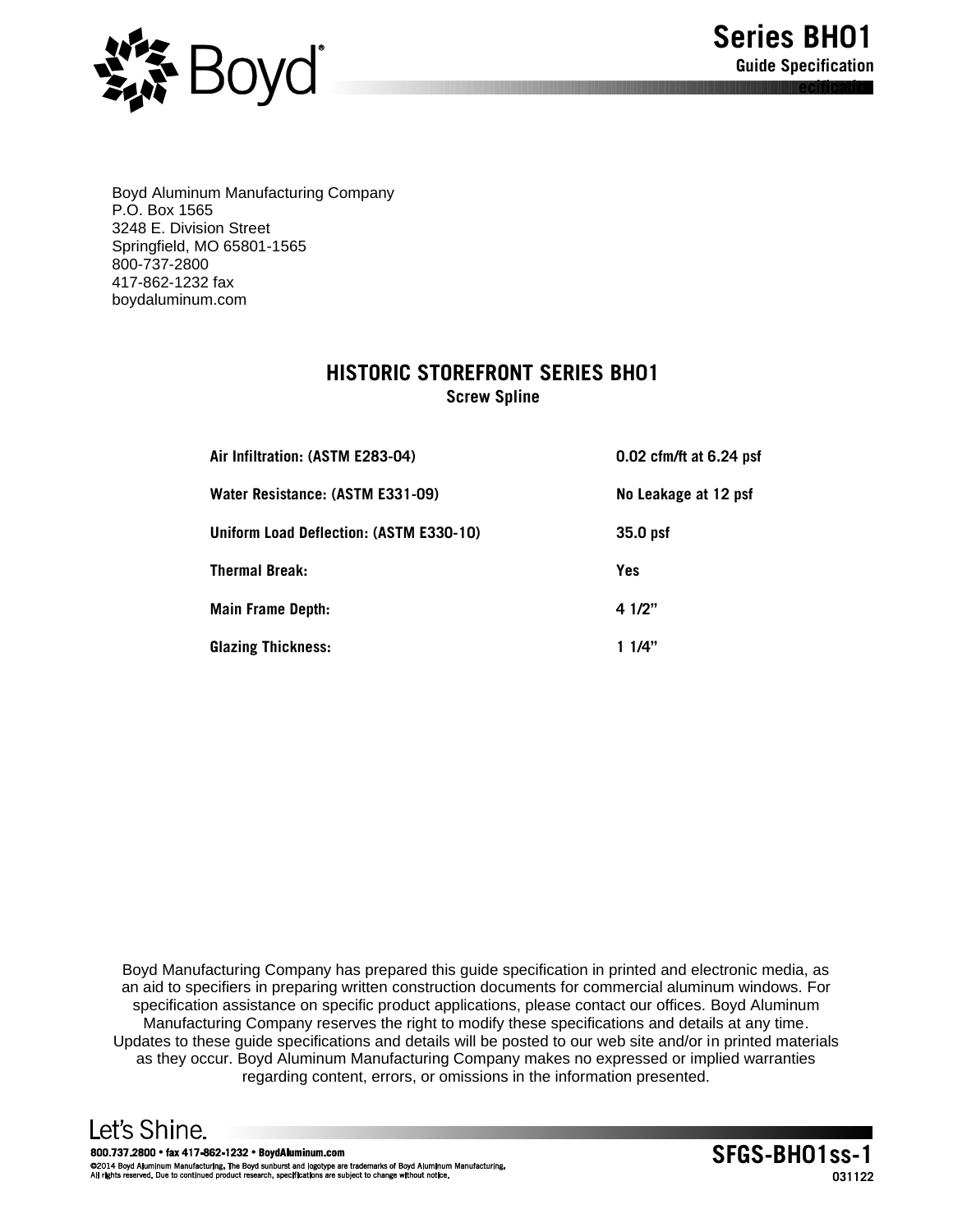Boyd Aluminum Manufacturing Company
P.O. Box 1565
3248 E. Division Street
Springfield, MO 65801-1565
800-737-2800
417-862-1232 fax
boydaluminum.com

# HISTORIC STOREFRONT SERIES BH01

## Screw Spline

| | |
|---|---|
| **Air Infiltration: (ASTM E283-04)** | **0.02 cfm/ft at 6.24 psf** |
| **Water Resistance: (ASTM E331-09)** | **No Leakage at 12 psf** |
| **Uniform Load Deflection: (ASTM E330-10)** | **35.0 psf** |
| **Thermal Break:** | **Yes** |
| **Main Frame Depth:** | **4 1/2"** |
| **Glazing Thickness:** | **1 1/4"** |

Boyd Manufacturing Company has prepared this guide specification in printed and electronic media, as an aid to specifiers in preparing written construction documents for commercial aluminum windows. For specification assistance on specific product applications, please contact our offices. Boyd Aluminum Manufacturing Company reserves the right to modify these specifications and details at any time. Updates to these guide specifications and details will be posted to our web site and/or in printed materials as they occur. Boyd Aluminum Manufacturing Company makes no expressed or implied warranties regarding content, errors, or omissions in the information presented.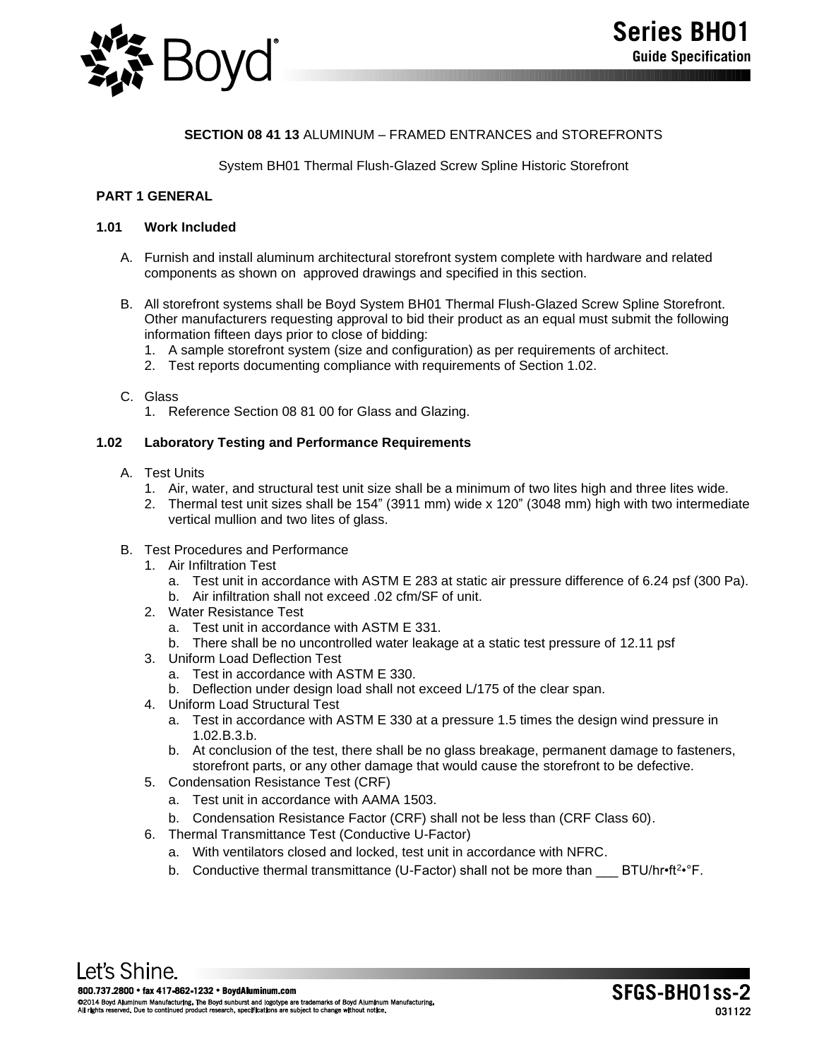**SECTION 08 41 13** ALUMINUM – FRAMED ENTRANCES and STOREFRONTS

System BH01 Thermal Flush-Glazed Screw Spline Historic Storefront

## PART 1 GENERAL

### 1.01 Work Included

A. Furnish and install aluminum architectural storefront system complete with hardware and related components as shown on approved drawings and specified in this section.

B. All storefront systems shall be Boyd System BH01 Thermal Flush-Glazed Screw Spline Storefront. Other manufacturers requesting approval to bid their product as an equal must submit the following information fifteen days prior to close of bidding:
   1. A sample storefront system (size and configuration) as per requirements of architect.
   2. Test reports documenting compliance with requirements of Section 1.02.

C. Glass
   1. Reference Section 08 81 00 for Glass and Glazing.

### 1.02 Laboratory Testing and Performance Requirements

A. Test Units
   1. Air, water, and structural test unit size shall be a minimum of two lites high and three lites wide.
   2. Thermal test unit sizes shall be 154" (3911 mm) wide x 120" (3048 mm) high with two intermediate vertical mullion and two lites of glass.

B. Test Procedures and Performance
   1. Air Infiltration Test
      a. Test unit in accordance with ASTM E 283 at static air pressure difference of 6.24 psf (300 Pa).
      b. Air infiltration shall not exceed .02 cfm/SF of unit.
   2. Water Resistance Test
      a. Test unit in accordance with ASTM E 331.
      b. There shall be no uncontrolled water leakage at a static test pressure of 12.11 psf
   3. Uniform Load Deflection Test
      a. Test in accordance with ASTM E 330.
      b. Deflection under design load shall not exceed L/175 of the clear span.
   4. Uniform Load Structural Test
      a. Test in accordance with ASTM E 330 at a pressure 1.5 times the design wind pressure in 1.02.B.3.b.
      b. At conclusion of the test, there shall be no glass breakage, permanent damage to fasteners, storefront parts, or any other damage that would cause the storefront to be defective.
   5. Condensation Resistance Test (CRF)
      a. Test unit in accordance with AAMA 1503.
      b. Condensation Resistance Factor (CRF) shall not be less than (CRF Class 60).
   6. Thermal Transmittance Test (Conductive U-Factor)
      a. With ventilators closed and locked, test unit in accordance with NFRC.
      b. Conductive thermal transmittance (U-Factor) shall not be more than ___ BTU/hr•ft$^2$•°F.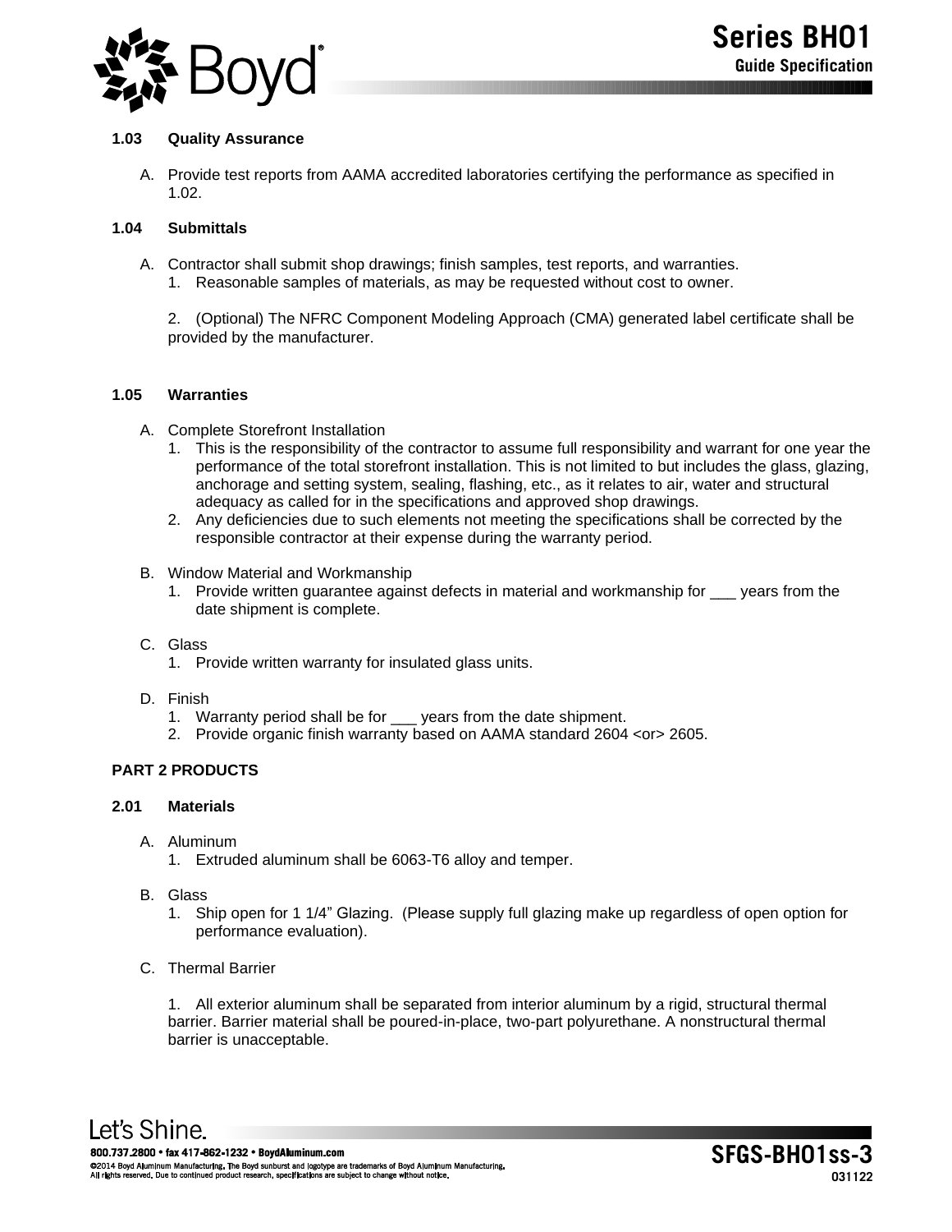### 1.03 Quality Assurance

A. Provide test reports from AAMA accredited laboratories certifying the performance as specified in 1.02.

### 1.04 Submittals

A. Contractor shall submit shop drawings; finish samples, test reports, and warranties.
   1. Reasonable samples of materials, as may be requested without cost to owner.

   2. (Optional) The NFRC Component Modeling Approach (CMA) generated label certificate shall be provided by the manufacturer.

### 1.05 Warranties

A. Complete Storefront Installation
   1. This is the responsibility of the contractor to assume full responsibility and warrant for one year the performance of the total storefront installation. This is not limited to but includes the glass, glazing, anchorage and setting system, sealing, flashing, etc., as it relates to air, water and structural adequacy as called for in the specifications and approved shop drawings.
   2. Any deficiencies due to such elements not meeting the specifications shall be corrected by the responsible contractor at their expense during the warranty period.

B. Window Material and Workmanship
   1. Provide written guarantee against defects in material and workmanship for ___ years from the date shipment is complete.

C. Glass
   1. Provide written warranty for insulated glass units.

D. Finish
   1. Warranty period shall be for ___ years from the date shipment.
   2. Provide organic finish warranty based on AAMA standard 2604 <or> 2605.

## PART 2 PRODUCTS

### 2.01 Materials

A. Aluminum
   1. Extruded aluminum shall be 6063-T6 alloy and temper.

B. Glass
   1. Ship open for 1 1/4" Glazing. (Please supply full glazing make up regardless of open option for performance evaluation).

C. Thermal Barrier

   1. All exterior aluminum shall be separated from interior aluminum by a rigid, structural thermal barrier. Barrier material shall be poured-in-place, two-part polyurethane. A nonstructural thermal barrier is unacceptable.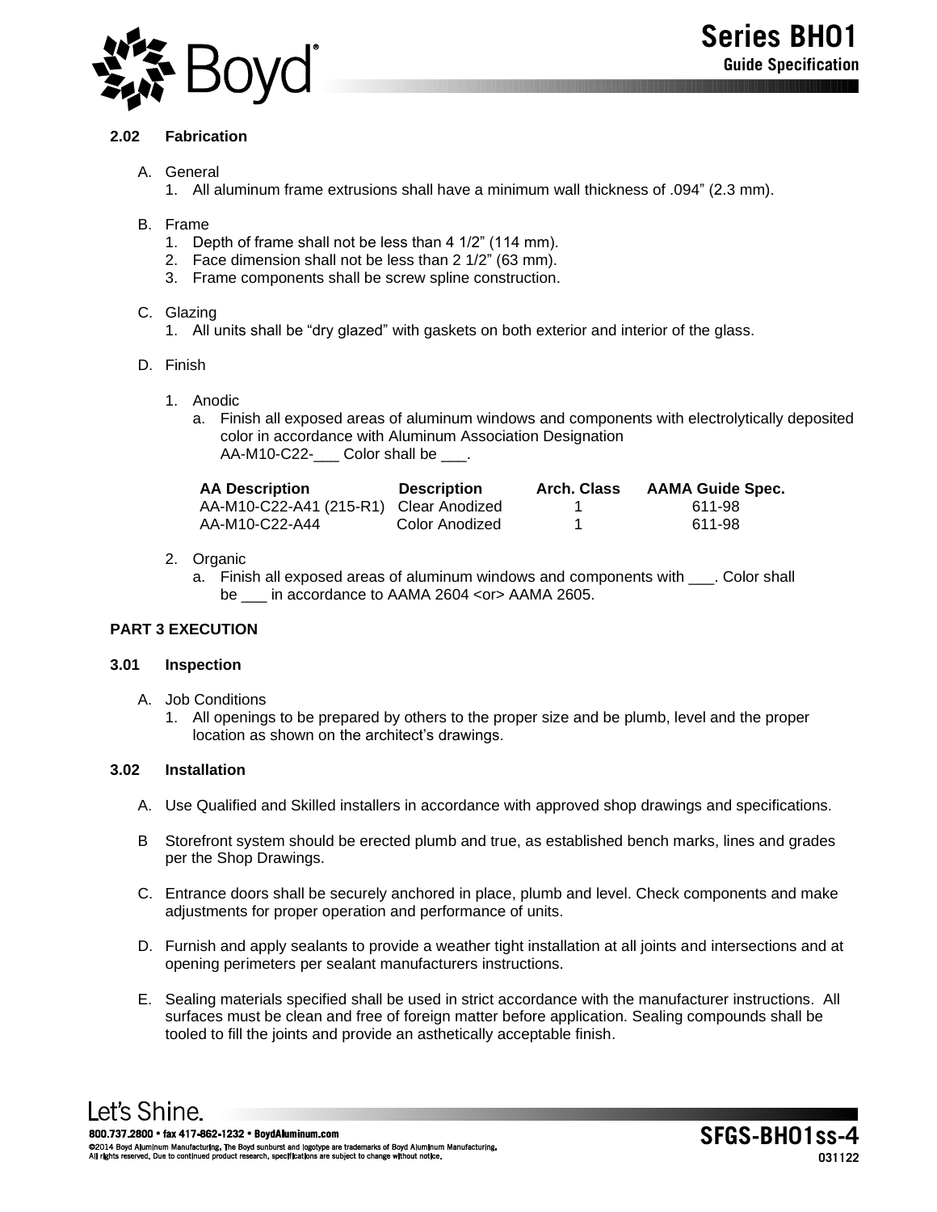### 2.02 Fabrication

A. General
   1. All aluminum frame extrusions shall have a minimum wall thickness of .094" (2.3 mm).

B. Frame
   1. Depth of frame shall not be less than 4 1/2" (114 mm).
   2. Face dimension shall not be less than 2 1/2" (63 mm).
   3. Frame components shall be screw spline construction.

C. Glazing
   1. All units shall be "dry glazed" with gaskets on both exterior and interior of the glass.

D. Finish

   1. Anodic
      a. Finish all exposed areas of aluminum windows and components with electrolytically deposited color in accordance with Aluminum Association Designation AA-M10-C22-___ Color shall be ___.

| AA Description | Description | Arch. Class | AAMA Guide Spec. |
|---|---|---|---|
| AA-M10-C22-A41 (215-R1) | Clear Anodized | 1 | 611-98 |
| AA-M10-C22-A44 | Color Anodized | 1 | 611-98 |

   2. Organic
      a. Finish all exposed areas of aluminum windows and components with ___. Color shall be ___ in accordance to AAMA 2604 <or> AAMA 2605.

## PART 3 EXECUTION

### 3.01 Inspection

A. Job Conditions
   1. All openings to be prepared by others to the proper size and be plumb, level and the proper location as shown on the architect's drawings.

### 3.02 Installation

A. Use Qualified and Skilled installers in accordance with approved shop drawings and specifications.

B Storefront system should be erected plumb and true, as established bench marks, lines and grades per the Shop Drawings.

C. Entrance doors shall be securely anchored in place, plumb and level. Check components and make adjustments for proper operation and performance of units.

D. Furnish and apply sealants to provide a weather tight installation at all joints and intersections and at opening perimeters per sealant manufacturers instructions.

E. Sealing materials specified shall be used in strict accordance with the manufacturer instructions. All surfaces must be clean and free of foreign matter before application. Sealing compounds shall be tooled to fill the joints and provide an asthetically acceptable finish.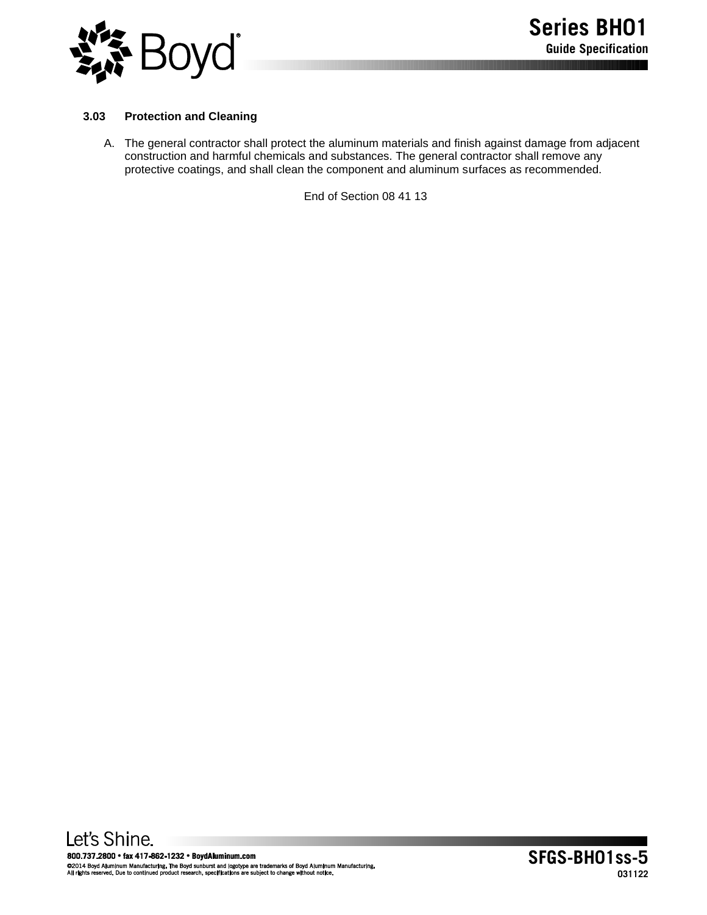### 3.03 Protection and Cleaning

A. The general contractor shall protect the aluminum materials and finish against damage from adjacent construction and harmful chemicals and substances. The general contractor shall remove any protective coatings, and shall clean the component and aluminum surfaces as recommended.

End of Section 08 41 13